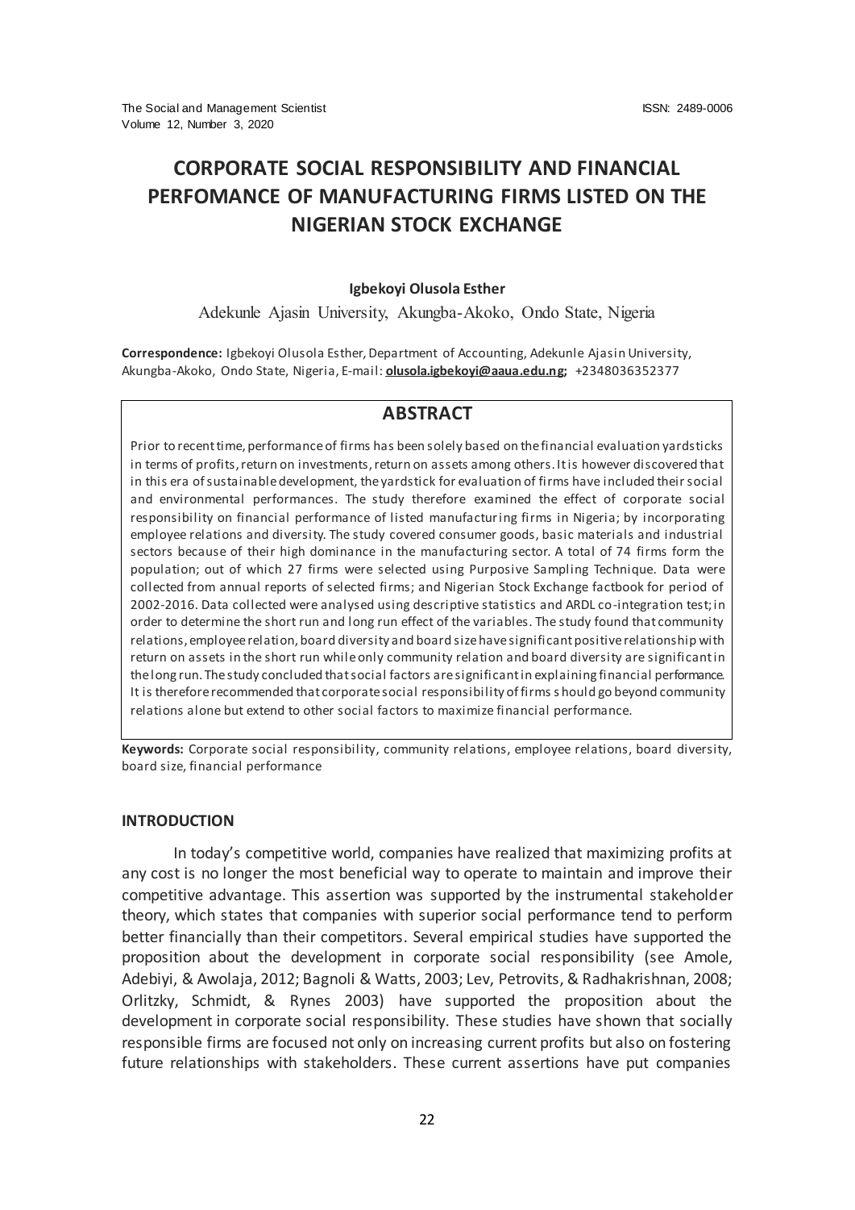# CORPORATE SOCIAL RESPONSIBILITY AND FINANCIAL PERFOMANCE OF MANUFACTURING FIRMS LISTED ON THE NIGERIAN STOCK EXCHANGE

**Igbekoyi Olusola Esther**

Adekunle Ajasin University, Akungba-Akoko, Ondo State, Nigeria

**Correspondence:** Igbekoyi Olusola Esther, Department of Accounting, Adekunle Ajasin University, Akungba-Akoko, Ondo State, Nigeria, E-mail: **olusola.igbekoyi@aaua.edu.ng;** +2348036352377

## ABSTRACT

Prior to recent time, performance of firms has been solely based on the financial evaluation yardsticks in terms of profits, return on investments, return on assets among others. It is however discovered that in this era of sustainable development, the yardstick for evaluation of firms have included their social and environmental performances. The study therefore examined the effect of corporate social responsibility on financial performance of listed manufacturing firms in Nigeria; by incorporating employee relations and diversity. The study covered consumer goods, basic materials and industrial sectors because of their high dominance in the manufacturing sector. A total of 74 firms form the population; out of which 27 firms were selected using Purposive Sampling Technique. Data were collected from annual reports of selected firms; and Nigerian Stock Exchange factbook for period of 2002-2016. Data collected were analysed using descriptive statistics and ARDL co-integration test; in order to determine the short run and long run effect of the variables. The study found that community relations, employee relation, board diversity and board size have significant positive relationship with return on assets in the short run while only community relation and board diversity are significant in the long run. The study concluded that social factors are significant in explaining financial performance. It is therefore recommended that corporate social responsibility of firms should go beyond community relations alone but extend to other social factors to maximize financial performance.

**Keywords:** Corporate social responsibility, community relations, employee relations, board diversity, board size, financial performance

## INTRODUCTION

In today's competitive world, companies have realized that maximizing profits at any cost is no longer the most beneficial way to operate to maintain and improve their competitive advantage. This assertion was supported by the instrumental stakeholder theory, which states that companies with superior social performance tend to perform better financially than their competitors. Several empirical studies have supported the proposition about the development in corporate social responsibility (see Amole, Adebiyi, & Awolaja, 2012; Bagnoli & Watts, 2003; Lev, Petrovits, & Radhakrishnan, 2008; Orlitzky, Schmidt, & Rynes 2003) have supported the proposition about the development in corporate social responsibility. These studies have shown that socially responsible firms are focused not only on increasing current profits but also on fostering future relationships with stakeholders. These current assertions have put companies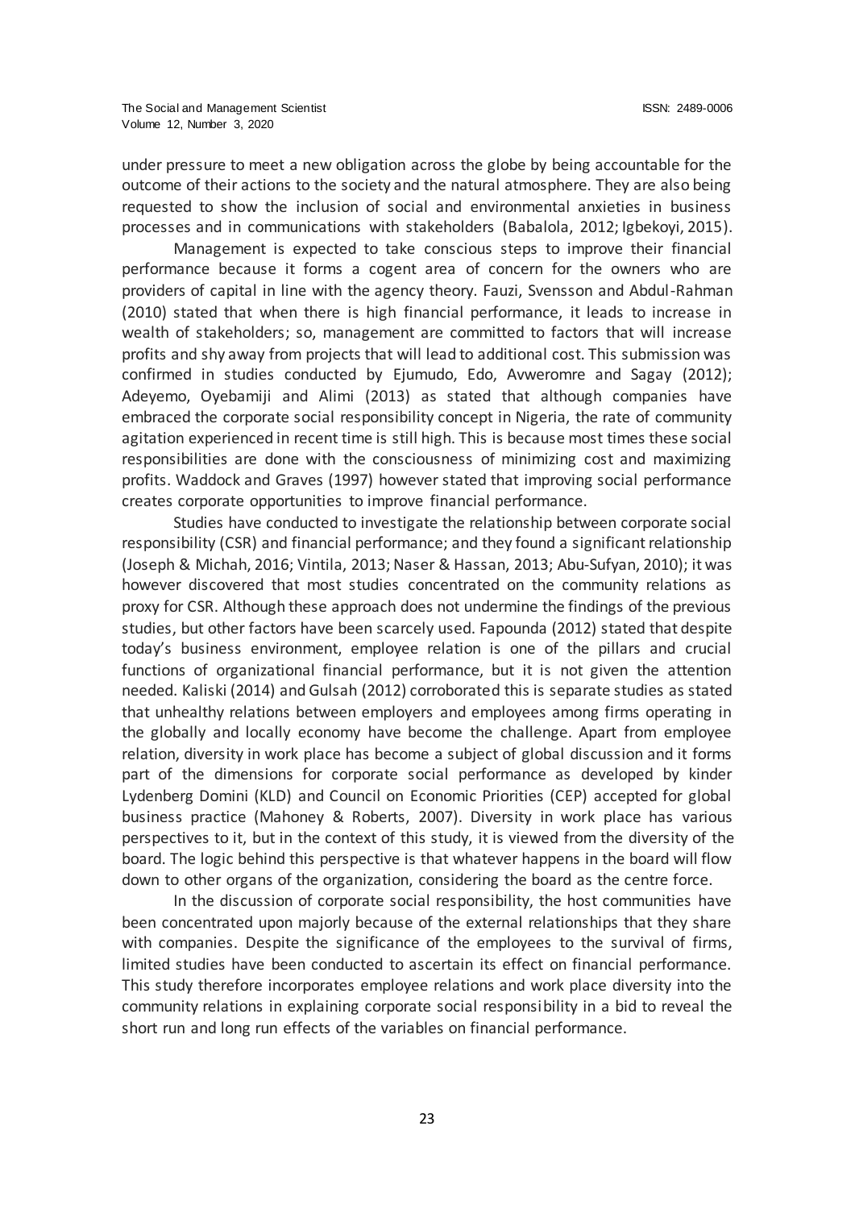under pressure to meet a new obligation across the globe by being accountable for the outcome of their actions to the society and the natural atmosphere. They are also being requested to show the inclusion of social and environmental anxieties in business processes and in communications with stakeholders (Babalola, 2012; Igbekoyi, 2015).

Management is expected to take conscious steps to improve their financial performance because it forms a cogent area of concern for the owners who are providers of capital in line with the agency theory. Fauzi, Svensson and Abdul-Rahman (2010) stated that when there is high financial performance, it leads to increase in wealth of stakeholders; so, management are committed to factors that will increase profits and shy away from projects that will lead to additional cost. This submission was confirmed in studies conducted by Ejumudo, Edo, Avweromre and Sagay (2012); Adeyemo, Oyebamiji and Alimi (2013) as stated that although companies have embraced the corporate social responsibility concept in Nigeria, the rate of community agitation experienced in recent time is still high. This is because most times these social responsibilities are done with the consciousness of minimizing cost and maximizing profits. Waddock and Graves (1997) however stated that improving social performance creates corporate opportunities to improve financial performance.

Studies have conducted to investigate the relationship between corporate social responsibility (CSR) and financial performance; and they found a significant relationship (Joseph & Michah, 2016; Vintila, 2013; Naser & Hassan, 2013; Abu-Sufyan, 2010); it was however discovered that most studies concentrated on the community relations as proxy for CSR. Although these approach does not undermine the findings of the previous studies, but other factors have been scarcely used. Fapounda (2012) stated that despite today's business environment, employee relation is one of the pillars and crucial functions of organizational financial performance, but it is not given the attention needed. Kaliski (2014) and Gulsah (2012) corroborated this is separate studies as stated that unhealthy relations between employers and employees among firms operating in the globally and locally economy have become the challenge. Apart from employee relation, diversity in work place has become a subject of global discussion and it forms part of the dimensions for corporate social performance as developed by kinder Lydenberg Domini (KLD) and Council on Economic Priorities (CEP) accepted for global business practice (Mahoney & Roberts, 2007). Diversity in work place has various perspectives to it, but in the context of this study, it is viewed from the diversity of the board. The logic behind this perspective is that whatever happens in the board will flow down to other organs of the organization, considering the board as the centre force.

In the discussion of corporate social responsibility, the host communities have been concentrated upon majorly because of the external relationships that they share with companies. Despite the significance of the employees to the survival of firms, limited studies have been conducted to ascertain its effect on financial performance. This study therefore incorporates employee relations and work place diversity into the community relations in explaining corporate social responsibility in a bid to reveal the short run and long run effects of the variables on financial performance.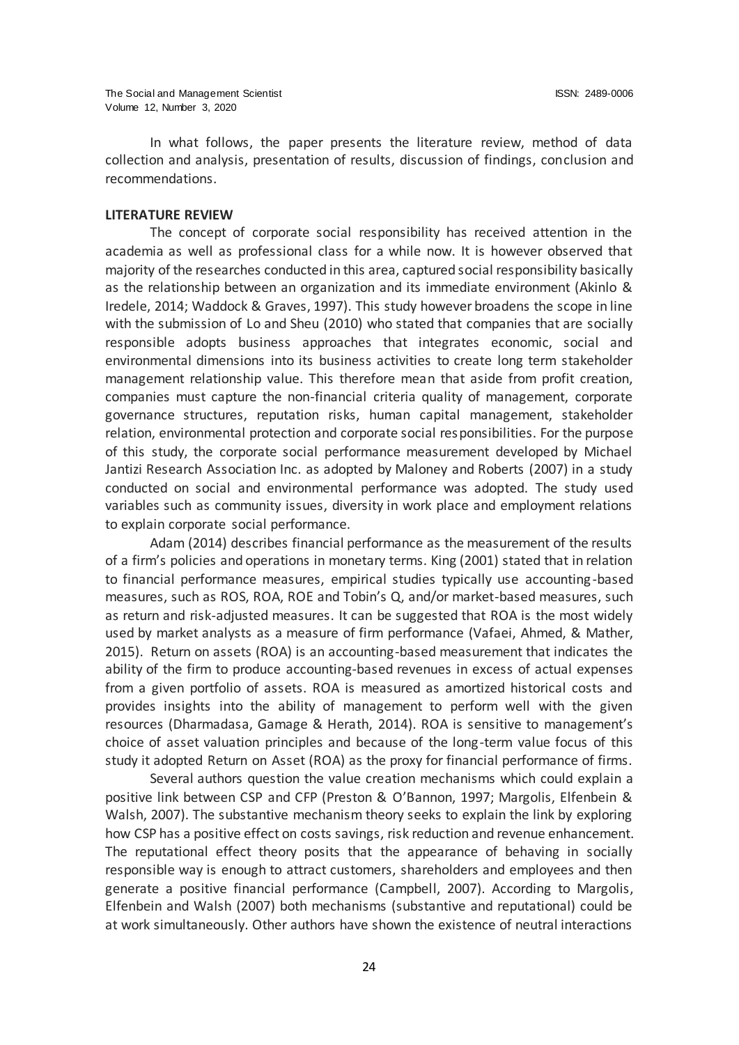In what follows, the paper presents the literature review, method of data collection and analysis, presentation of results, discussion of findings, conclusion and recommendations.

## LITERATURE REVIEW

The concept of corporate social responsibility has received attention in the academia as well as professional class for a while now. It is however observed that majority of the researches conducted in this area, captured social responsibility basically as the relationship between an organization and its immediate environment (Akinlo & Iredele, 2014; Waddock & Graves, 1997). This study however broadens the scope in line with the submission of Lo and Sheu (2010) who stated that companies that are socially responsible adopts business approaches that integrates economic, social and environmental dimensions into its business activities to create long term stakeholder management relationship value. This therefore mean that aside from profit creation, companies must capture the non-financial criteria quality of management, corporate governance structures, reputation risks, human capital management, stakeholder relation, environmental protection and corporate social responsibilities. For the purpose of this study, the corporate social performance measurement developed by Michael Jantizi Research Association Inc. as adopted by Maloney and Roberts (2007) in a study conducted on social and environmental performance was adopted. The study used variables such as community issues, diversity in work place and employment relations to explain corporate social performance.

Adam (2014) describes financial performance as the measurement of the results of a firm's policies and operations in monetary terms. King (2001) stated that in relation to financial performance measures, empirical studies typically use accounting-based measures, such as ROS, ROA, ROE and Tobin's Q, and/or market-based measures, such as return and risk-adjusted measures. It can be suggested that ROA is the most widely used by market analysts as a measure of firm performance (Vafaei, Ahmed, & Mather, 2015). Return on assets (ROA) is an accounting-based measurement that indicates the ability of the firm to produce accounting-based revenues in excess of actual expenses from a given portfolio of assets. ROA is measured as amortized historical costs and provides insights into the ability of management to perform well with the given resources (Dharmadasa, Gamage & Herath, 2014). ROA is sensitive to management's choice of asset valuation principles and because of the long-term value focus of this study it adopted Return on Asset (ROA) as the proxy for financial performance of firms.

Several authors question the value creation mechanisms which could explain a positive link between CSP and CFP (Preston & O'Bannon, 1997; Margolis, Elfenbein & Walsh, 2007). The substantive mechanism theory seeks to explain the link by exploring how CSP has a positive effect on costs savings, risk reduction and revenue enhancement. The reputational effect theory posits that the appearance of behaving in socially responsible way is enough to attract customers, shareholders and employees and then generate a positive financial performance (Campbell, 2007). According to Margolis, Elfenbein and Walsh (2007) both mechanisms (substantive and reputational) could be at work simultaneously. Other authors have shown the existence of neutral interactions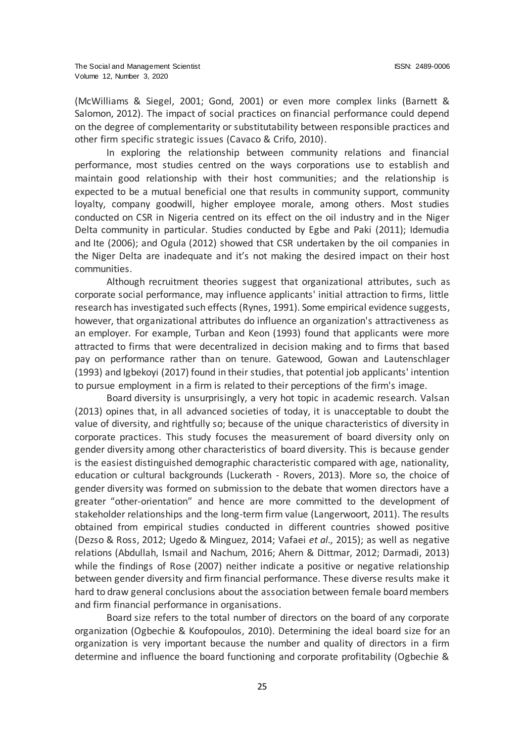(McWilliams & Siegel, 2001; Gond, 2001) or even more complex links (Barnett & Salomon, 2012). The impact of social practices on financial performance could depend on the degree of complementarity or substitutability between responsible practices and other firm specific strategic issues (Cavaco & Crifo, 2010).

In exploring the relationship between community relations and financial performance, most studies centred on the ways corporations use to establish and maintain good relationship with their host communities; and the relationship is expected to be a mutual beneficial one that results in community support, community loyalty, company goodwill, higher employee morale, among others. Most studies conducted on CSR in Nigeria centred on its effect on the oil industry and in the Niger Delta community in particular. Studies conducted by Egbe and Paki (2011); Idemudia and Ite (2006); and Ogula (2012) showed that CSR undertaken by the oil companies in the Niger Delta are inadequate and it's not making the desired impact on their host communities.

Although recruitment theories suggest that organizational attributes, such as corporate social performance, may influence applicants' initial attraction to firms, little research has investigated such effects (Rynes, 1991). Some empirical evidence suggests, however, that organizational attributes do influence an organization's attractiveness as an employer. For example, Turban and Keon (1993) found that applicants were more attracted to firms that were decentralized in decision making and to firms that based pay on performance rather than on tenure. Gatewood, Gowan and Lautenschlager (1993) and Igbekoyi (2017) found in their studies, that potential job applicants' intention to pursue employment in a firm is related to their perceptions of the firm's image.

Board diversity is unsurprisingly, a very hot topic in academic research. Valsan (2013) opines that, in all advanced societies of today, it is unacceptable to doubt the value of diversity, and rightfully so; because of the unique characteristics of diversity in corporate practices. This study focuses the measurement of board diversity only on gender diversity among other characteristics of board diversity. This is because gender is the easiest distinguished demographic characteristic compared with age, nationality, education or cultural backgrounds (Luckerath - Rovers, 2013). More so, the choice of gender diversity was formed on submission to the debate that women directors have a greater "other-orientation" and hence are more committed to the development of stakeholder relationships and the long-term firm value (Langerwoort, 2011). The results obtained from empirical studies conducted in different countries showed positive (Dezso & Ross, 2012; Ugedo & Minguez, 2014; Vafaei *et al.,* 2015); as well as negative relations (Abdullah, Ismail and Nachum, 2016; Ahern & Dittmar, 2012; Darmadi, 2013) while the findings of Rose (2007) neither indicate a positive or negative relationship between gender diversity and firm financial performance. These diverse results make it hard to draw general conclusions about the association between female board members and firm financial performance in organisations.

Board size refers to the total number of directors on the board of any corporate organization (Ogbechie & Koufopoulos, 2010). Determining the ideal board size for an organization is very important because the number and quality of directors in a firm determine and influence the board functioning and corporate profitability (Ogbechie &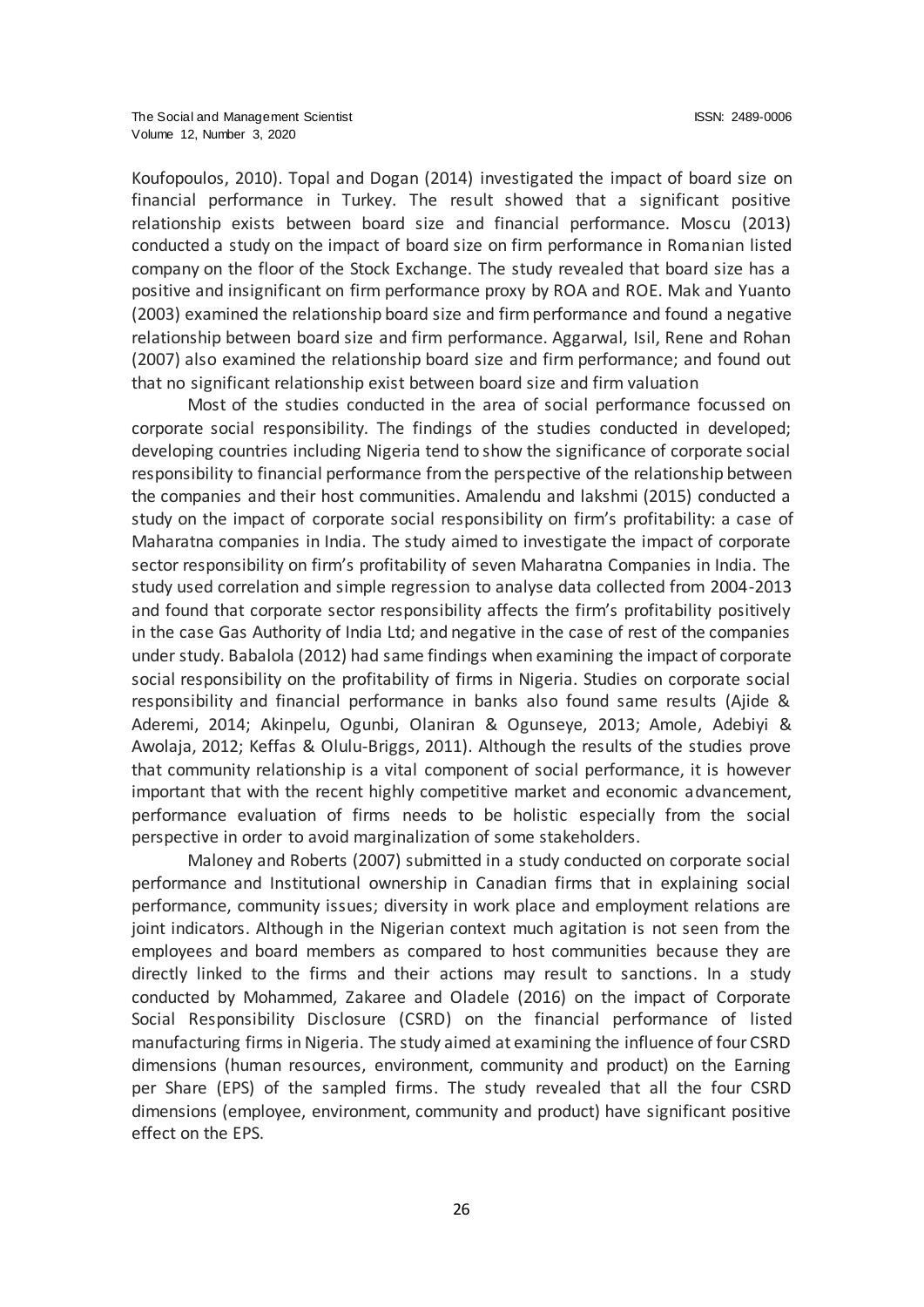Koufopoulos, 2010). Topal and Dogan (2014) investigated the impact of board size on financial performance in Turkey. The result showed that a significant positive relationship exists between board size and financial performance. Moscu (2013) conducted a study on the impact of board size on firm performance in Romanian listed company on the floor of the Stock Exchange. The study revealed that board size has a positive and insignificant on firm performance proxy by ROA and ROE. Mak and Yuanto (2003) examined the relationship board size and firm performance and found a negative relationship between board size and firm performance. Aggarwal, Isil, Rene and Rohan (2007) also examined the relationship board size and firm performance; and found out that no significant relationship exist between board size and firm valuation

Most of the studies conducted in the area of social performance focussed on corporate social responsibility. The findings of the studies conducted in developed; developing countries including Nigeria tend to show the significance of corporate social responsibility to financial performance from the perspective of the relationship between the companies and their host communities. Amalendu and lakshmi (2015) conducted a study on the impact of corporate social responsibility on firm's profitability: a case of Maharatna companies in India. The study aimed to investigate the impact of corporate sector responsibility on firm's profitability of seven Maharatna Companies in India. The study used correlation and simple regression to analyse data collected from 2004-2013 and found that corporate sector responsibility affects the firm's profitability positively in the case Gas Authority of India Ltd; and negative in the case of rest of the companies under study. Babalola (2012) had same findings when examining the impact of corporate social responsibility on the profitability of firms in Nigeria. Studies on corporate social responsibility and financial performance in banks also found same results (Ajide & Aderemi, 2014; Akinpelu, Ogunbi, Olaniran & Ogunseye, 2013; Amole, Adebiyi & Awolaja, 2012; Keffas & Olulu-Briggs, 2011). Although the results of the studies prove that community relationship is a vital component of social performance, it is however important that with the recent highly competitive market and economic advancement, performance evaluation of firms needs to be holistic especially from the social perspective in order to avoid marginalization of some stakeholders.

Maloney and Roberts (2007) submitted in a study conducted on corporate social performance and Institutional ownership in Canadian firms that in explaining social performance, community issues; diversity in work place and employment relations are joint indicators. Although in the Nigerian context much agitation is not seen from the employees and board members as compared to host communities because they are directly linked to the firms and their actions may result to sanctions. In a study conducted by Mohammed, Zakaree and Oladele (2016) on the impact of Corporate Social Responsibility Disclosure (CSRD) on the financial performance of listed manufacturing firms in Nigeria. The study aimed at examining the influence of four CSRD dimensions (human resources, environment, community and product) on the Earning per Share (EPS) of the sampled firms. The study revealed that all the four CSRD dimensions (employee, environment, community and product) have significant positive effect on the EPS.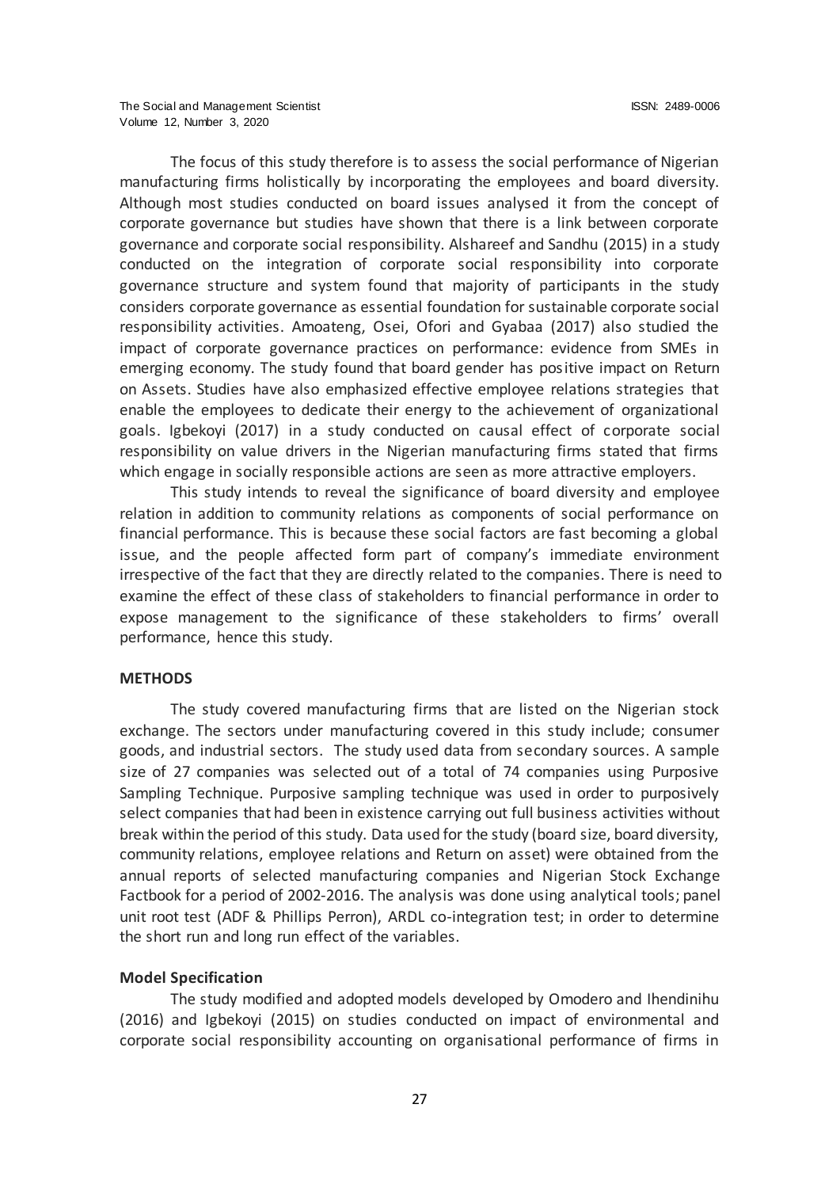The focus of this study therefore is to assess the social performance of Nigerian manufacturing firms holistically by incorporating the employees and board diversity. Although most studies conducted on board issues analysed it from the concept of corporate governance but studies have shown that there is a link between corporate governance and corporate social responsibility. Alshareef and Sandhu (2015) in a study conducted on the integration of corporate social responsibility into corporate governance structure and system found that majority of participants in the study considers corporate governance as essential foundation for sustainable corporate social responsibility activities. Amoateng, Osei, Ofori and Gyabaa (2017) also studied the impact of corporate governance practices on performance: evidence from SMEs in emerging economy. The study found that board gender has positive impact on Return on Assets. Studies have also emphasized effective employee relations strategies that enable the employees to dedicate their energy to the achievement of organizational goals. Igbekoyi (2017) in a study conducted on causal effect of corporate social responsibility on value drivers in the Nigerian manufacturing firms stated that firms which engage in socially responsible actions are seen as more attractive employers.

This study intends to reveal the significance of board diversity and employee relation in addition to community relations as components of social performance on financial performance. This is because these social factors are fast becoming a global issue, and the people affected form part of company's immediate environment irrespective of the fact that they are directly related to the companies. There is need to examine the effect of these class of stakeholders to financial performance in order to expose management to the significance of these stakeholders to firms' overall performance, hence this study.

## METHODS

The study covered manufacturing firms that are listed on the Nigerian stock exchange. The sectors under manufacturing covered in this study include; consumer goods, and industrial sectors. The study used data from secondary sources. A sample size of 27 companies was selected out of a total of 74 companies using Purposive Sampling Technique. Purposive sampling technique was used in order to purposively select companies that had been in existence carrying out full business activities without break within the period of this study. Data used for the study (board size, board diversity, community relations, employee relations and Return on asset) were obtained from the annual reports of selected manufacturing companies and Nigerian Stock Exchange Factbook for a period of 2002-2016. The analysis was done using analytical tools; panel unit root test (ADF & Phillips Perron), ARDL co-integration test; in order to determine the short run and long run effect of the variables.

### Model Specification

The study modified and adopted models developed by Omodero and Ihendinihu (2016) and Igbekoyi (2015) on studies conducted on impact of environmental and corporate social responsibility accounting on organisational performance of firms in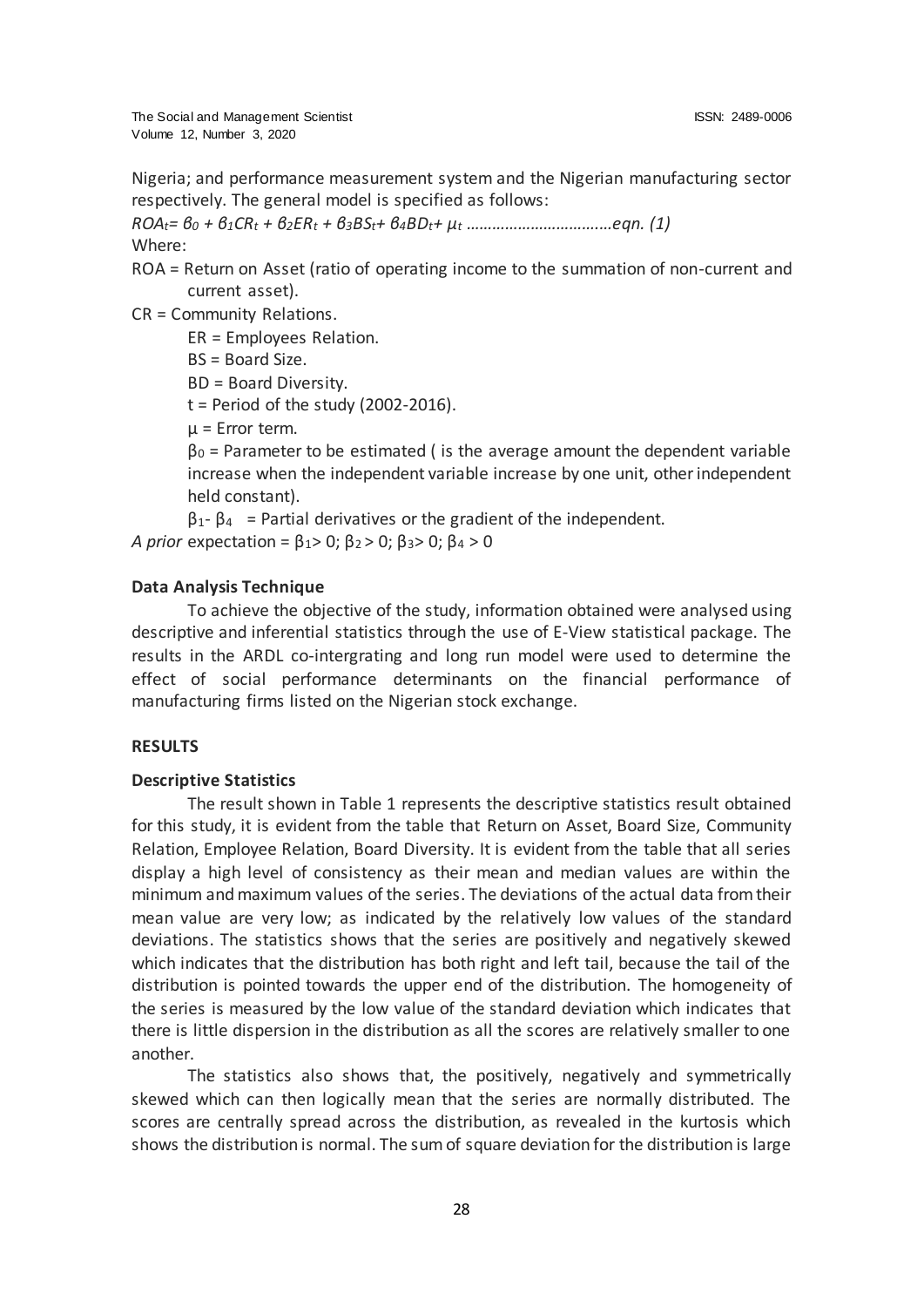Nigeria; and performance measurement system and the Nigerian manufacturing sector respectively. The general model is specified as follows:

$ROA_t = \beta_0 + \beta_1 CR_t + \beta_2 ER_t + \beta_3 BS_t + \beta_4 BD_t + \mu_t$ ……………………………eqn. (1)

Where:

ROA = Return on Asset (ratio of operating income to the summation of non-current and current asset).

CR = Community Relations.

ER = Employees Relation.

BS = Board Size.

BD = Board Diversity.

t = Period of the study (2002-2016).

$\mu$ = Error term.

$\beta_0$ = Parameter to be estimated ( is the average amount the dependent variable increase when the independent variable increase by one unit, other independent held constant).

$\beta_1$- $\beta_4$ = Partial derivatives or the gradient of the independent.

*A prior* expectation = $\beta_1 > 0$; $\beta_2 > 0$; $\beta_3 > 0$; $\beta_4 > 0$

**Data Analysis Technique**

To achieve the objective of the study, information obtained were analysed using descriptive and inferential statistics through the use of E-View statistical package. The results in the ARDL co-intergrating and long run model were used to determine the effect of social performance determinants on the financial performance of manufacturing firms listed on the Nigerian stock exchange.

## RESULTS

**Descriptive Statistics**

The result shown in Table 1 represents the descriptive statistics result obtained for this study, it is evident from the table that Return on Asset, Board Size, Community Relation, Employee Relation, Board Diversity. It is evident from the table that all series display a high level of consistency as their mean and median values are within the minimum and maximum values of the series. The deviations of the actual data from their mean value are very low; as indicated by the relatively low values of the standard deviations. The statistics shows that the series are positively and negatively skewed which indicates that the distribution has both right and left tail, because the tail of the distribution is pointed towards the upper end of the distribution. The homogeneity of the series is measured by the low value of the standard deviation which indicates that there is little dispersion in the distribution as all the scores are relatively smaller to one another.

The statistics also shows that, the positively, negatively and symmetrically skewed which can then logically mean that the series are normally distributed. The scores are centrally spread across the distribution, as revealed in the kurtosis which shows the distribution is normal. The sum of square deviation for the distribution is large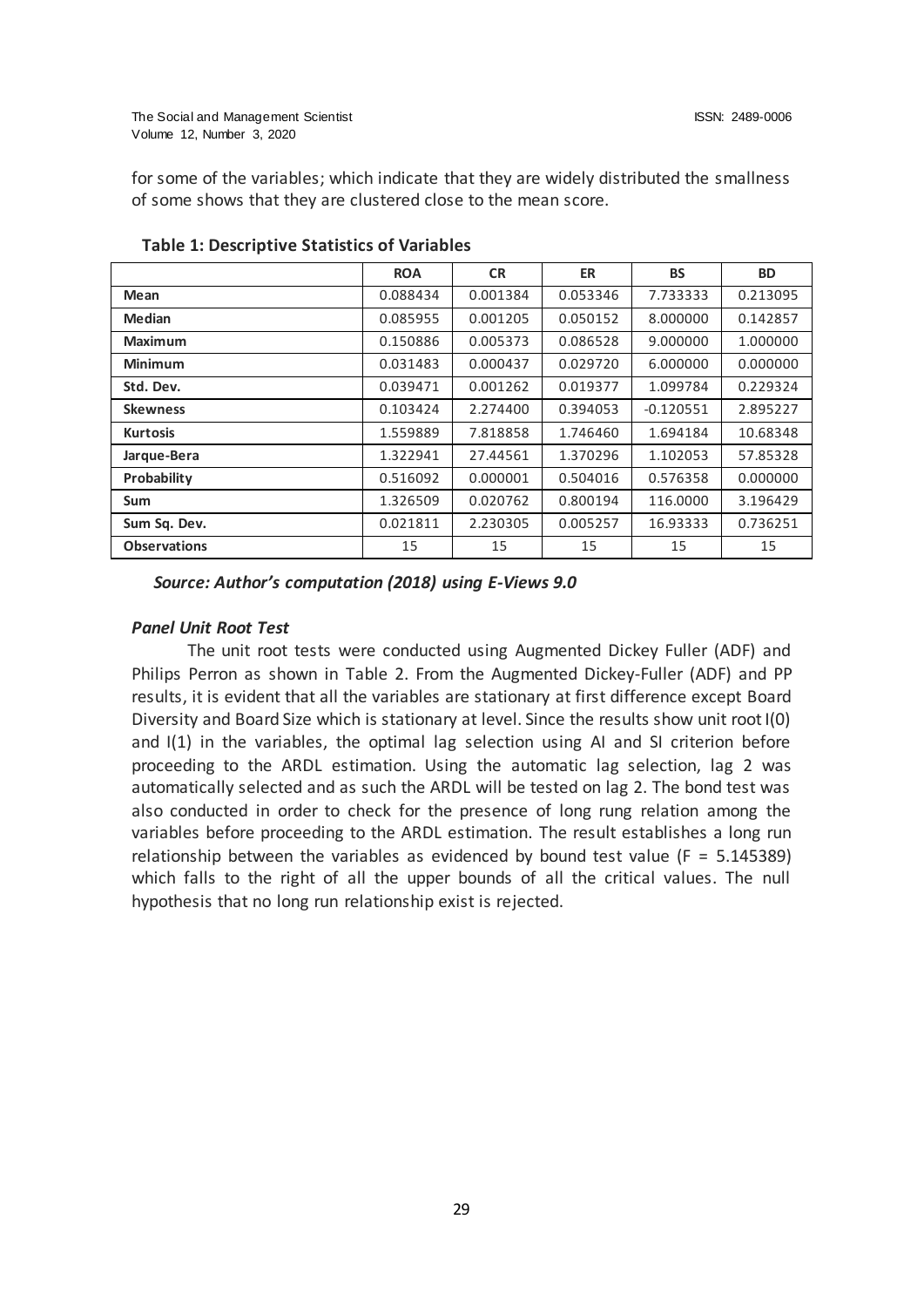for some of the variables; which indicate that they are widely distributed the smallness of some shows that they are clustered close to the mean score.

**Table 1: Descriptive Statistics of Variables**

| | ROA | CR | ER | BS | BD |
|---|---|---|---|---|---|
| **Mean** | 0.088434 | 0.001384 | 0.053346 | 7.733333 | 0.213095 |
| **Median** | 0.085955 | 0.001205 | 0.050152 | 8.000000 | 0.142857 |
| **Maximum** | 0.150886 | 0.005373 | 0.086528 | 9.000000 | 1.000000 |
| **Minimum** | 0.031483 | 0.000437 | 0.029720 | 6.000000 | 0.000000 |
| **Std. Dev.** | 0.039471 | 0.001262 | 0.019377 | 1.099784 | 0.229324 |
| **Skewness** | 0.103424 | 2.274400 | 0.394053 | -0.120551 | 2.895227 |
| **Kurtosis** | 1.559889 | 7.818858 | 1.746460 | 1.694184 | 10.68348 |
| **Jarque-Bera** | 1.322941 | 27.44561 | 1.370296 | 1.102053 | 57.85328 |
| **Probability** | 0.516092 | 0.000001 | 0.504016 | 0.576358 | 0.000000 |
| **Sum** | 1.326509 | 0.020762 | 0.800194 | 116.0000 | 3.196429 |
| **Sum Sq. Dev.** | 0.021811 | 2.230305 | 0.005257 | 16.93333 | 0.736251 |
| **Observations** | 15 | 15 | 15 | 15 | 15 |

***Source: Author's computation (2018) using E-Views 9.0***

### *Panel Unit Root Test*

The unit root tests were conducted using Augmented Dickey Fuller (ADF) and Philips Perron as shown in Table 2. From the Augmented Dickey-Fuller (ADF) and PP results, it is evident that all the variables are stationary at first difference except Board Diversity and Board Size which is stationary at level. Since the results show unit root I(0) and I(1) in the variables, the optimal lag selection using AI and SI criterion before proceeding to the ARDL estimation. Using the automatic lag selection, lag 2 was automatically selected and as such the ARDL will be tested on lag 2. The bond test was also conducted in order to check for the presence of long rung relation among the variables before proceeding to the ARDL estimation. The result establishes a long run relationship between the variables as evidenced by bound test value (F = 5.145389) which falls to the right of all the upper bounds of all the critical values. The null hypothesis that no long run relationship exist is rejected.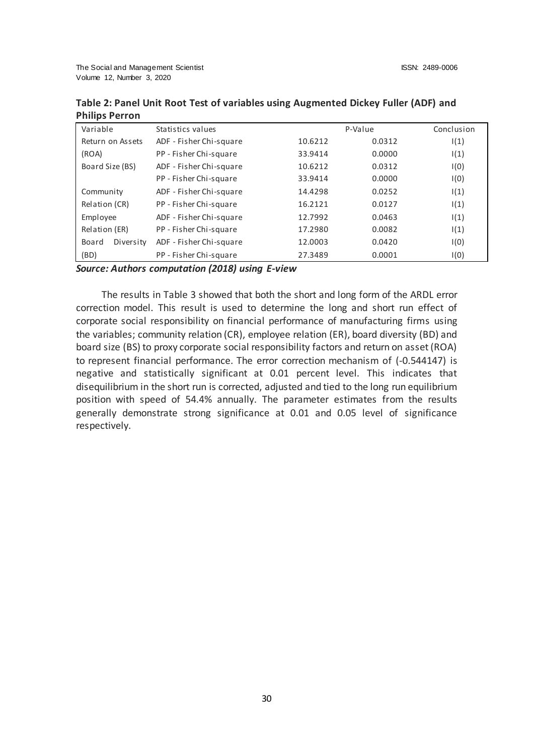**Table 2: Panel Unit Root Test of variables using Augmented Dickey Fuller (ADF) and Philips Perron**

| Variable | Statistics values | | P-Value | Conclusion |
|---|---|---|---|---|
| Return on Assets | ADF - Fisher Chi-square | 10.6212 | 0.0312 | I(1) |
| (ROA) | PP - Fisher Chi-square | 33.9414 | 0.0000 | I(1) |
| Board Size (BS) | ADF - Fisher Chi-square | 10.6212 | 0.0312 | I(0) |
| | PP - Fisher Chi-square | 33.9414 | 0.0000 | I(0) |
| Community | ADF - Fisher Chi-square | 14.4298 | 0.0252 | I(1) |
| Relation (CR) | PP - Fisher Chi-square | 16.2121 | 0.0127 | I(1) |
| Employee | ADF - Fisher Chi-square | 12.7992 | 0.0463 | I(1) |
| Relation (ER) | PP - Fisher Chi-square | 17.2980 | 0.0082 | I(1) |
| Board Diversity | ADF - Fisher Chi-square | 12.0003 | 0.0420 | I(0) |
| (BD) | PP - Fisher Chi-square | 27.3489 | 0.0001 | I(0) |

***Source: Authors computation (2018) using E-view***

The results in Table 3 showed that both the short and long form of the ARDL error correction model. This result is used to determine the long and short run effect of corporate social responsibility on financial performance of manufacturing firms using the variables; community relation (CR), employee relation (ER), board diversity (BD) and board size (BS) to proxy corporate social responsibility factors and return on asset (ROA) to represent financial performance. The error correction mechanism of (-0.544147) is negative and statistically significant at 0.01 percent level. This indicates that disequilibrium in the short run is corrected, adjusted and tied to the long run equilibrium position with speed of 54.4% annually. The parameter estimates from the results generally demonstrate strong significance at 0.01 and 0.05 level of significance respectively.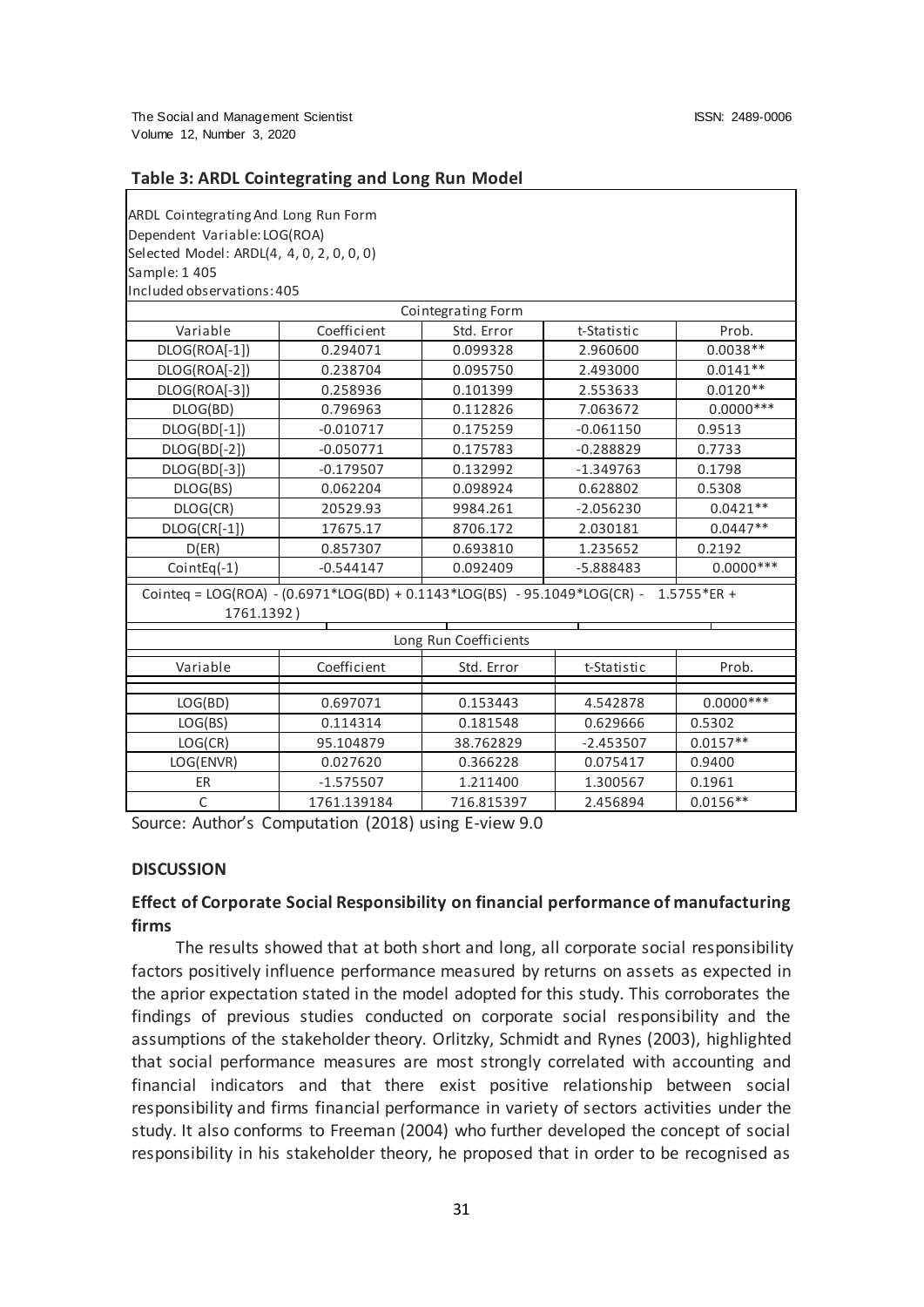**Table 3: ARDL Cointegrating and Long Run Model**

ARDL Cointegrating And Long Run Form
Dependent Variable: LOG(ROA)
Selected Model: ARDL(4, 4, 0, 2, 0, 0, 0)
Sample: 1 405
Included observations: 405

| Cointegrating Form | | | | |
|---|---|---|---|---|
| Variable | Coefficient | Std. Error | t-Statistic | Prob. |
| DLOG(ROA[-1]) | 0.294071 | 0.099328 | 2.960600 | 0.0038** |
| DLOG(ROA[-2]) | 0.238704 | 0.095750 | 2.493000 | 0.0141** |
| DLOG(ROA[-3]) | 0.258936 | 0.101399 | 2.553633 | 0.0120** |
| DLOG(BD) | 0.796963 | 0.112826 | 7.063672 | 0.0000*** |
| DLOG(BD[-1]) | -0.010717 | 0.175259 | -0.061150 | 0.9513 |
| DLOG(BD[-2]) | -0.050771 | 0.175783 | -0.288829 | 0.7733 |
| DLOG(BD[-3]) | -0.179507 | 0.132992 | -1.349763 | 0.1798 |
| DLOG(BS) | 0.062204 | 0.098924 | 0.628802 | 0.5308 |
| DLOG(CR) | 20529.93 | 9984.261 | -2.056230 | 0.0421** |
| DLOG(CR[-1]) | 17675.17 | 8706.172 | 2.030181 | 0.0447** |
| D(ER) | 0.857307 | 0.693810 | 1.235652 | 0.2192 |
| CointEq(-1) | -0.544147 | 0.092409 | -5.888483 | 0.0000*** |

Cointeq = LOG(ROA) - (0.6971*LOG(BD) + 0.1143*LOG(BS) - 95.1049*LOG(CR) - 1.5755*ER + 1761.1392 )

| Long Run Coefficients | | | | |
|---|---|---|---|---|
| Variable | Coefficient | Std. Error | t-Statistic | Prob. |
| LOG(BD) | 0.697071 | 0.153443 | 4.542878 | 0.0000*** |
| LOG(BS) | 0.114314 | 0.181548 | 0.629666 | 0.5302 |
| LOG(CR) | 95.104879 | 38.762829 | -2.453507 | 0.0157** |
| LOG(ENVR) | 0.027620 | 0.366228 | 0.075417 | 0.9400 |
| ER | -1.575507 | 1.211400 | 1.300567 | 0.1961 |
| C | 1761.139184 | 716.815397 | 2.456894 | 0.0156** |

Source: Author's Computation (2018) using E-view 9.0

## DISCUSSION

### Effect of Corporate Social Responsibility on financial performance of manufacturing firms

The results showed that at both short and long, all corporate social responsibility factors positively influence performance measured by returns on assets as expected in the aprior expectation stated in the model adopted for this study. This corroborates the findings of previous studies conducted on corporate social responsibility and the assumptions of the stakeholder theory. Orlitzky, Schmidt and Rynes (2003), highlighted that social performance measures are most strongly correlated with accounting and financial indicators and that there exist positive relationship between social responsibility and firms financial performance in variety of sectors activities under the study. It also conforms to Freeman (2004) who further developed the concept of social responsibility in his stakeholder theory, he proposed that in order to be recognised as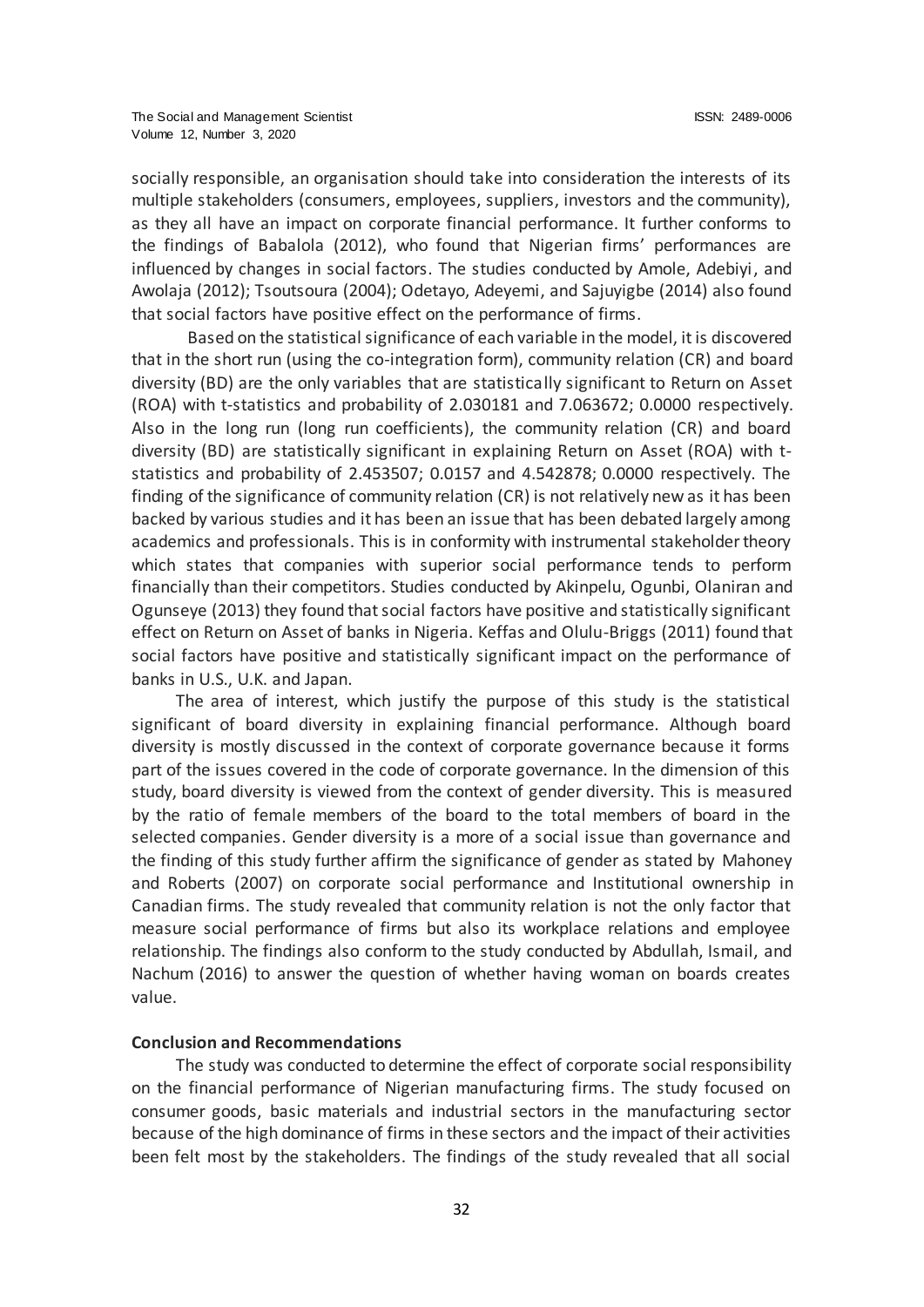socially responsible, an organisation should take into consideration the interests of its multiple stakeholders (consumers, employees, suppliers, investors and the community), as they all have an impact on corporate financial performance. It further conforms to the findings of Babalola (2012), who found that Nigerian firms' performances are influenced by changes in social factors. The studies conducted by Amole, Adebiyi, and Awolaja (2012); Tsoutsoura (2004); Odetayo, Adeyemi, and Sajuyigbe (2014) also found that social factors have positive effect on the performance of firms.

Based on the statistical significance of each variable in the model, it is discovered that in the short run (using the co-integration form), community relation (CR) and board diversity (BD) are the only variables that are statistically significant to Return on Asset (ROA) with t-statistics and probability of 2.030181 and 7.063672; 0.0000 respectively. Also in the long run (long run coefficients), the community relation (CR) and board diversity (BD) are statistically significant in explaining Return on Asset (ROA) with t-statistics and probability of 2.453507; 0.0157 and 4.542878; 0.0000 respectively. The finding of the significance of community relation (CR) is not relatively new as it has been backed by various studies and it has been an issue that has been debated largely among academics and professionals. This is in conformity with instrumental stakeholder theory which states that companies with superior social performance tends to perform financially than their competitors. Studies conducted by Akinpelu, Ogunbi, Olaniran and Ogunseye (2013) they found that social factors have positive and statistically significant effect on Return on Asset of banks in Nigeria. Keffas and Olulu-Briggs (2011) found that social factors have positive and statistically significant impact on the performance of banks in U.S., U.K. and Japan.

The area of interest, which justify the purpose of this study is the statistical significant of board diversity in explaining financial performance. Although board diversity is mostly discussed in the context of corporate governance because it forms part of the issues covered in the code of corporate governance. In the dimension of this study, board diversity is viewed from the context of gender diversity. This is measured by the ratio of female members of the board to the total members of board in the selected companies. Gender diversity is a more of a social issue than governance and the finding of this study further affirm the significance of gender as stated by Mahoney and Roberts (2007) on corporate social performance and Institutional ownership in Canadian firms. The study revealed that community relation is not the only factor that measure social performance of firms but also its workplace relations and employee relationship. The findings also conform to the study conducted by Abdullah, Ismail, and Nachum (2016) to answer the question of whether having woman on boards creates value.

## Conclusion and Recommendations

The study was conducted to determine the effect of corporate social responsibility on the financial performance of Nigerian manufacturing firms. The study focused on consumer goods, basic materials and industrial sectors in the manufacturing sector because of the high dominance of firms in these sectors and the impact of their activities been felt most by the stakeholders. The findings of the study revealed that all social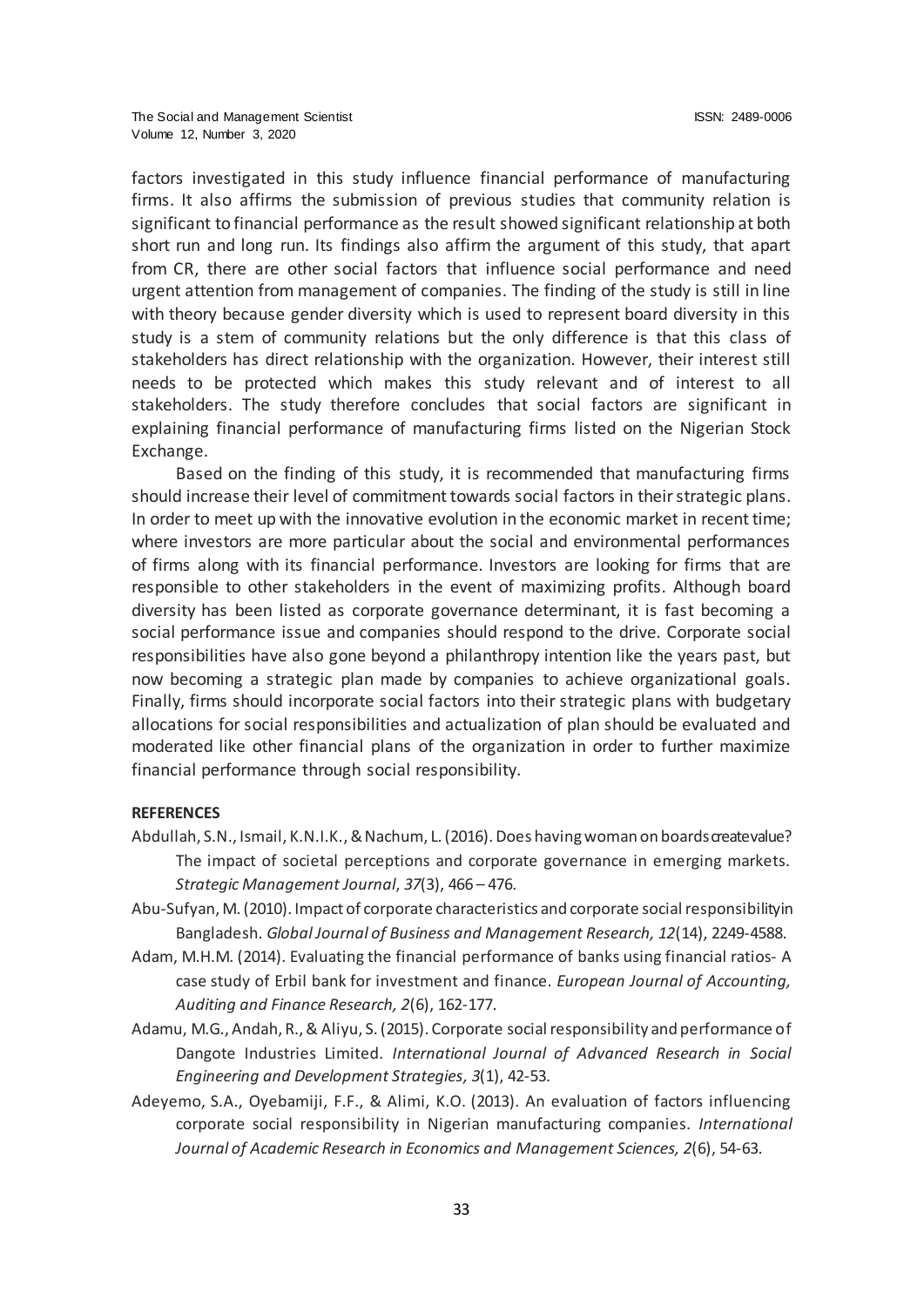factors investigated in this study influence financial performance of manufacturing firms. It also affirms the submission of previous studies that community relation is significant to financial performance as the result showed significant relationship at both short run and long run. Its findings also affirm the argument of this study, that apart from CR, there are other social factors that influence social performance and need urgent attention from management of companies. The finding of the study is still in line with theory because gender diversity which is used to represent board diversity in this study is a stem of community relations but the only difference is that this class of stakeholders has direct relationship with the organization. However, their interest still needs to be protected which makes this study relevant and of interest to all stakeholders. The study therefore concludes that social factors are significant in explaining financial performance of manufacturing firms listed on the Nigerian Stock Exchange.

Based on the finding of this study, it is recommended that manufacturing firms should increase their level of commitment towards social factors in their strategic plans. In order to meet up with the innovative evolution in the economic market in recent time; where investors are more particular about the social and environmental performances of firms along with its financial performance. Investors are looking for firms that are responsible to other stakeholders in the event of maximizing profits. Although board diversity has been listed as corporate governance determinant, it is fast becoming a social performance issue and companies should respond to the drive. Corporate social responsibilities have also gone beyond a philanthropy intention like the years past, but now becoming a strategic plan made by companies to achieve organizational goals. Finally, firms should incorporate social factors into their strategic plans with budgetary allocations for social responsibilities and actualization of plan should be evaluated and moderated like other financial plans of the organization in order to further maximize financial performance through social responsibility.

**REFERENCES**

Abdullah, S.N., Ismail, K.N.I.K., & Nachum, L. (2016). Does having woman on boards create value? The impact of societal perceptions and corporate governance in emerging markets. *Strategic Management Journal*, *37*(3), 466 – 476.

Abu-Sufyan, M. (2010). Impact of corporate characteristics and corporate social responsibility in Bangladesh. *Global Journal of Business and Management Research, 12*(14), 2249-4588.

Adam, M.H.M. (2014). Evaluating the financial performance of banks using financial ratios- A case study of Erbil bank for investment and finance. *European Journal of Accounting, Auditing and Finance Research, 2*(6), 162-177.

Adamu, M.G., Andah, R., & Aliyu, S. (2015). Corporate social responsibility and performance of Dangote Industries Limited. *International Journal of Advanced Research in Social Engineering and Development Strategies, 3*(1), 42-53.

Adeyemo, S.A., Oyebamiji, F.F., & Alimi, K.O. (2013). An evaluation of factors influencing corporate social responsibility in Nigerian manufacturing companies. *International Journal of Academic Research in Economics and Management Sciences, 2*(6), 54-63.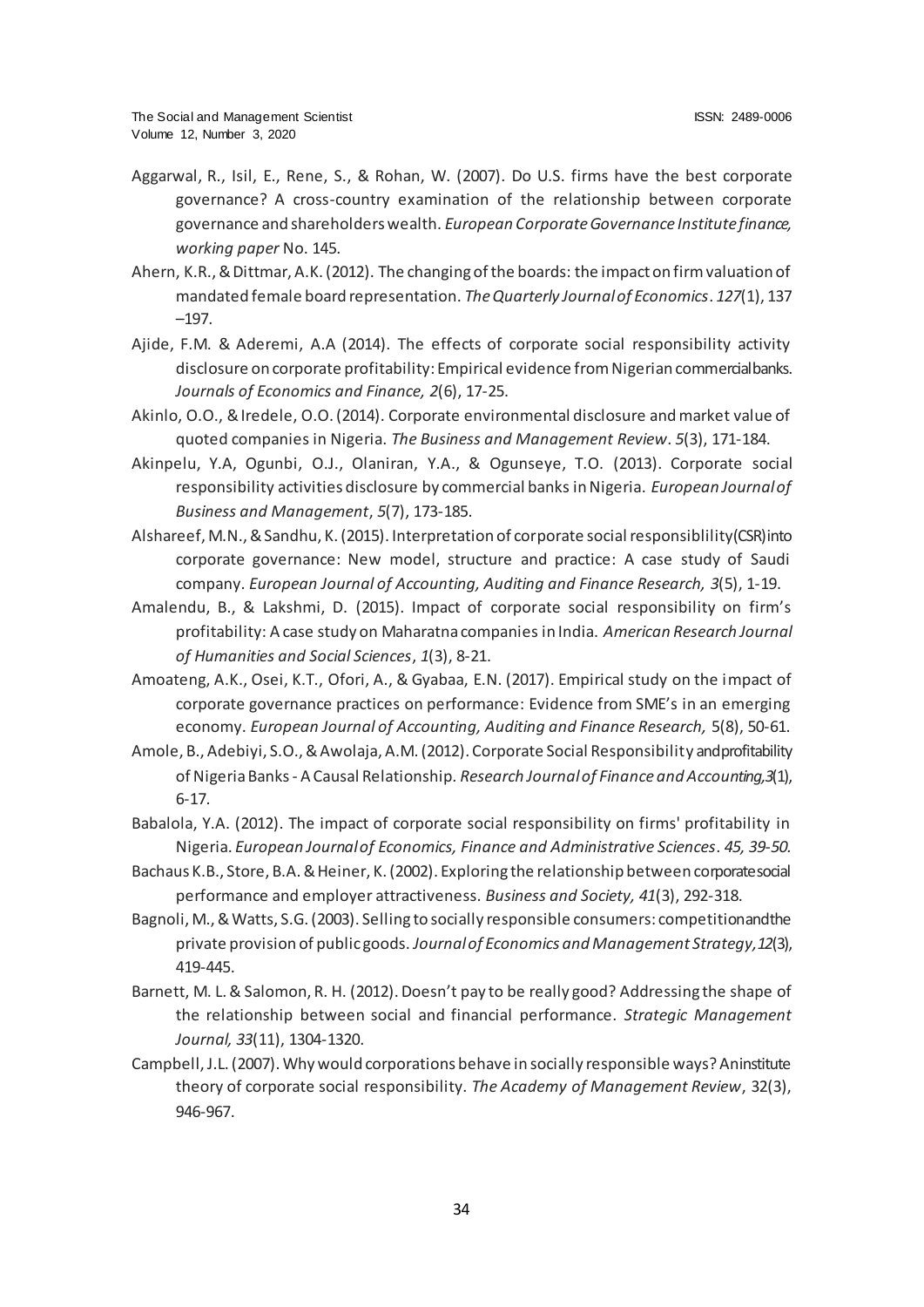Aggarwal, R., Isil, E., Rene, S., & Rohan, W. (2007). Do U.S. firms have the best corporate governance? A cross-country examination of the relationship between corporate governance and shareholders wealth. *European Corporate Governance Institute finance, working paper* No. 145.

Ahern, K.R., & Dittmar, A.K. (2012). The changing of the boards: the impact on firm valuation of mandated female board representation. *The Quarterly Journal of Economics*. *127*(1), 137 –197.

Ajide, F.M. & Aderemi, A.A (2014). The effects of corporate social responsibility activity disclosure on corporate profitability: Empirical evidence from Nigerian commercial banks. *Journals of Economics and Finance, 2*(6), 17-25.

Akinlo, O.O., & Iredele, O.O. (2014). Corporate environmental disclosure and market value of quoted companies in Nigeria. *The Business and Management Review*. *5*(3), 171-184.

Akinpelu, Y.A, Ogunbi, O.J., Olaniran, Y.A., & Ogunseye, T.O. (2013). Corporate social responsibility activities disclosure by commercial banks in Nigeria. *European Journal of Business and Management*, *5*(7), 173-185.

Alshareef, M.N., & Sandhu, K. (2015). Interpretation of corporate social responsiblility(CSR) into corporate governance: New model, structure and practice: A case study of Saudi company. *European Journal of Accounting, Auditing and Finance Research, 3*(5), 1-19.

Amalendu, B., & Lakshmi, D. (2015). Impact of corporate social responsibility on firm's profitability: A case study on Maharatna companies in India. *American Research Journal of Humanities and Social Sciences*, *1*(3), 8-21.

Amoateng, A.K., Osei, K.T., Ofori, A., & Gyabaa, E.N. (2017). Empirical study on the impact of corporate governance practices on performance: Evidence from SME's in an emerging economy. *European Journal of Accounting, Auditing and Finance Research,* 5(8), 50-61.

Amole, B., Adebiyi, S.O., & Awolaja, A.M. (2012). Corporate Social Responsibility and profitability of Nigeria Banks - A Causal Relationship. *Research Journal of Finance and Accounting,3*(1), 6-17.

Babalola, Y.A. (2012). The impact of corporate social responsibility on firms' profitability in Nigeria. *European Journal of Economics, Finance and Administrative Sciences*. *45, 39-50.*

Bachaus K.B., Store, B.A. & Heiner, K. (2002). Exploring the relationship between corporate social performance and employer attractiveness. *Business and Society, 41*(3), 292-318.

Bagnoli, M., & Watts, S.G. (2003). Selling to socially responsible consumers: competition and the private provision of public goods. *Journal of Economics and Management Strategy,12*(3), 419-445.

Barnett, M. L. & Salomon, R. H. (2012). Doesn't pay to be really good? Addressing the shape of the relationship between social and financial performance. *Strategic Management Journal, 33*(11), 1304-1320.

Campbell, J.L. (2007). Why would corporations behave in socially responsible ways? An institute theory of corporate social responsibility. *The Academy of Management Review*, 32(3), 946-967.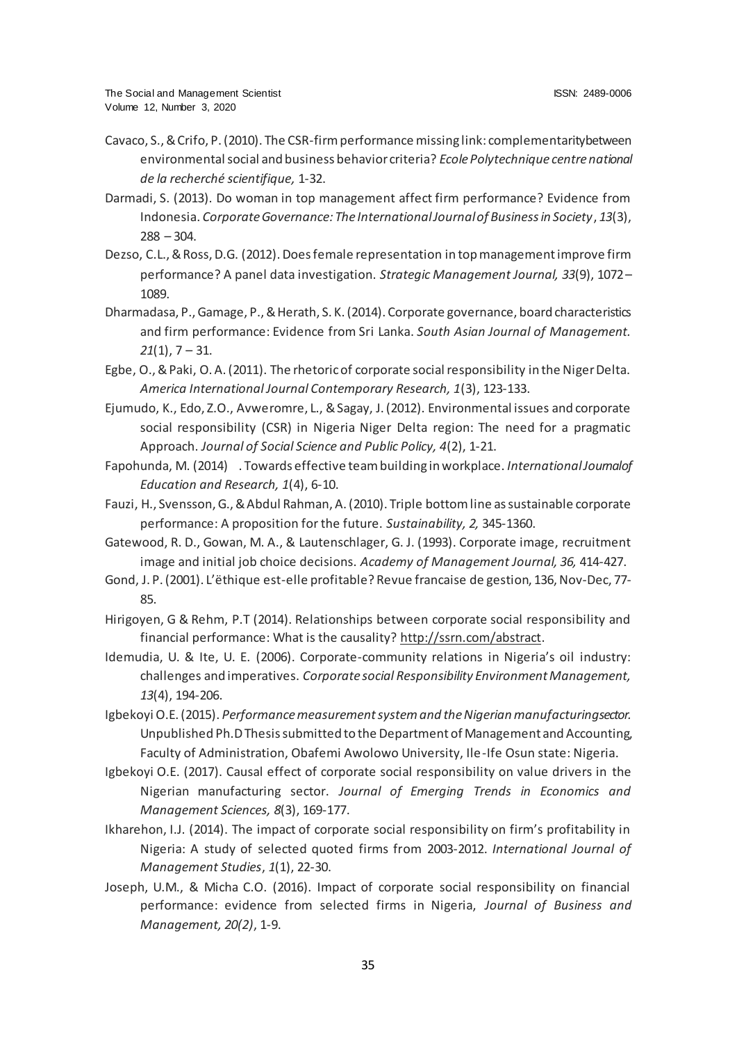Cavaco, S., & Crifo, P. (2010). The CSR-firm performance missing link: complementaritybetween environmental social and business behavior criteria? *Ecole Polytechnique centre national de la recherché scientifique,* 1-32.

Darmadi, S. (2013). Do woman in top management affect firm performance? Evidence from Indonesia. *Corporate Governance: The International Journal of Business in Society*, *13*(3), 288 – 304.

Dezso, C.L., & Ross, D.G. (2012). Does female representation in top management improve firm performance? A panel data investigation. *Strategic Management Journal, 33*(9), 1072 – 1089.

Dharmadasa, P., Gamage, P., & Herath, S. K. (2014). Corporate governance, board characteristics and firm performance: Evidence from Sri Lanka. *South Asian Journal of Management. 21*(1), 7 – 31.

Egbe, O., & Paki, O. A. (2011). The rhetoric of corporate social responsibility in the Niger Delta. *America International Journal Contemporary Research, 1*(3), 123-133.

Ejumudo, K., Edo, Z.O., Avweromre, L., & Sagay, J. (2012). Environmental issues and corporate social responsibility (CSR) in Nigeria Niger Delta region: The need for a pragmatic Approach. *Journal of Social Science and Public Policy, 4*(2), 1-21.

Fapohunda, M. (2014) . Towards effective team building in workplace. *International Joumalof Education and Research, 1*(4), 6-10.

Fauzi, H., Svensson, G., & Abdul Rahman, A. (2010). Triple bottom line as sustainable corporate performance: A proposition for the future. *Sustainability, 2,* 345-1360.

Gatewood, R. D., Gowan, M. A., & Lautenschlager, G. J. (1993). Corporate image, recruitment image and initial job choice decisions. *Academy of Management Journal, 36,* 414-427.

Gond, J. P. (2001). L'ëthique est-elle profitable? Revue francaise de gestion, 136, Nov-Dec, 77-85.

Hirigoyen, G & Rehm, P.T (2014). Relationships between corporate social responsibility and financial performance: What is the causality? http://ssrn.com/abstract.

Idemudia, U. & Ite, U. E. (2006). Corporate-community relations in Nigeria's oil industry: challenges and imperatives. *Corporate social Responsibility Environment Management, 13*(4), 194-206.

Igbekoyi O.E. (2015). *Performance measurement system and the Nigerian manufacturingsector.* Unpublished Ph.D Thesis submitted to the Department of Management and Accounting, Faculty of Administration, Obafemi Awolowo University, Ile-Ife Osun state: Nigeria.

Igbekoyi O.E. (2017). Causal effect of corporate social responsibility on value drivers in the Nigerian manufacturing sector. *Journal of Emerging Trends in Economics and Management Sciences, 8*(3), 169-177.

Ikharehon, I.J. (2014). The impact of corporate social responsibility on firm's profitability in Nigeria: A study of selected quoted firms from 2003-2012. *International Journal of Management Studies*, *1*(1), 22-30.

Joseph, U.M., & Micha C.O. (2016). Impact of corporate social responsibility on financial performance: evidence from selected firms in Nigeria, *Journal of Business and Management, 20(2)*, 1-9.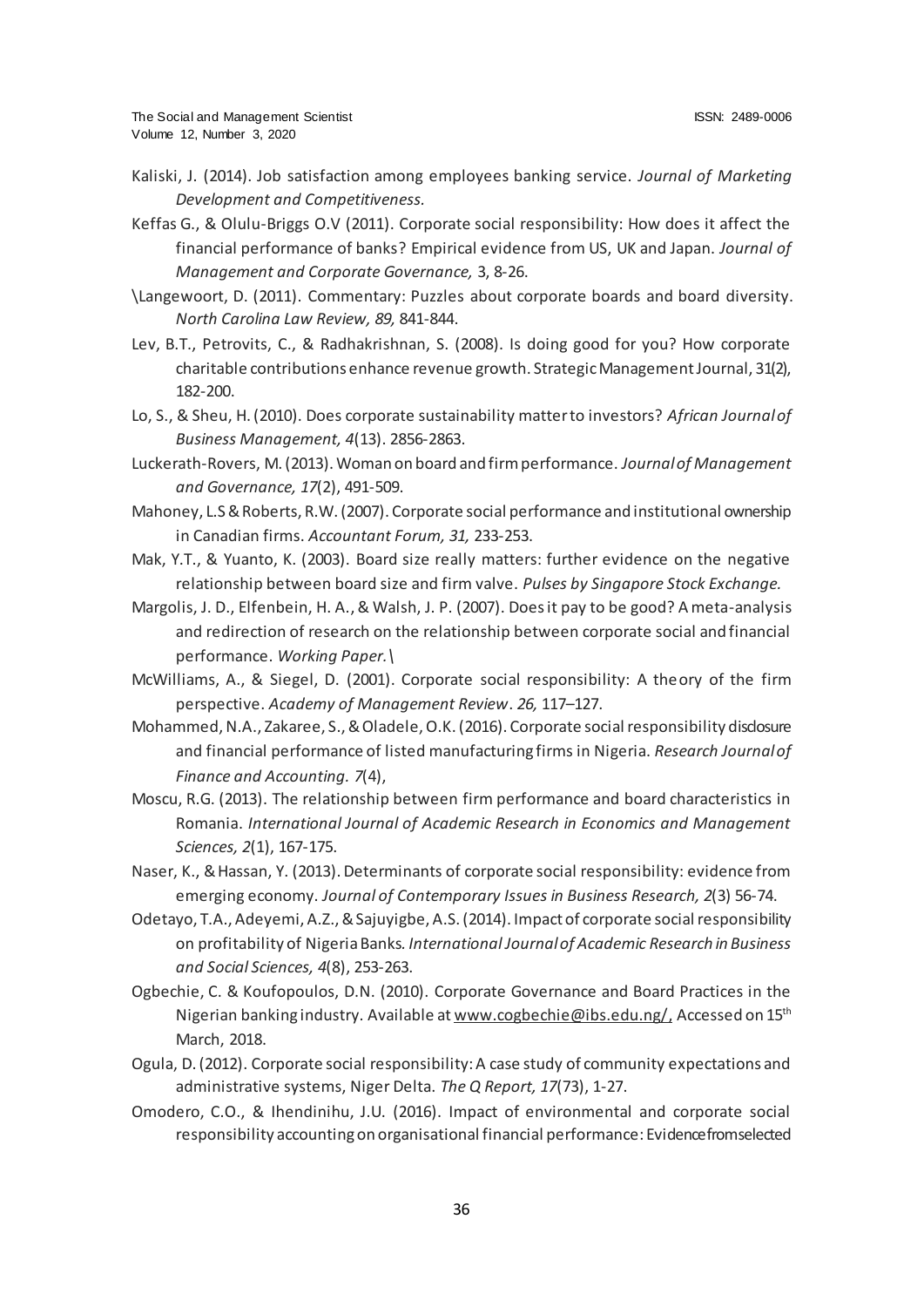Kaliski, J. (2014). Job satisfaction among employees banking service. *Journal of Marketing Development and Competitiveness.*

Keffas G., & Olulu-Briggs O.V (2011). Corporate social responsibility: How does it affect the financial performance of banks? Empirical evidence from US, UK and Japan. *Journal of Management and Corporate Governance,* 3, 8-26.

\Langewoort, D. (2011). Commentary: Puzzles about corporate boards and board diversity. *North Carolina Law Review, 89,* 841-844.

Lev, B.T., Petrovits, C., & Radhakrishnan, S. (2008). Is doing good for you? How corporate charitable contributions enhance revenue growth. Strategic Management Journal, 31(2), 182-200.

Lo, S., & Sheu, H. (2010). Does corporate sustainability matter to investors? *African Journal of Business Management, 4*(13). 2856-2863.

Luckerath-Rovers, M. (2013). Woman on board and firm performance. *Journal of Management and Governance, 17*(2), 491-509.

Mahoney, L.S & Roberts, R.W. (2007). Corporate social performance and institutional ownership in Canadian firms. *Accountant Forum, 31,* 233-253.

Mak, Y.T., & Yuanto, K. (2003). Board size really matters: further evidence on the negative relationship between board size and firm valve. *Pulses by Singapore Stock Exchange.*

Margolis, J. D., Elfenbein, H. A., & Walsh, J. P. (2007). Does it pay to be good? A meta-analysis and redirection of research on the relationship between corporate social and financial performance. *Working Paper.\*

McWilliams, A., & Siegel, D. (2001). Corporate social responsibility: A theory of the firm perspective. *Academy of Management Review*. *26,* 117–127.

Mohammed, N.A., Zakaree, S., & Oladele, O.K. (2016). Corporate social responsibility disclosure and financial performance of listed manufacturing firms in Nigeria. *Research Journal of Finance and Accounting. 7*(4),

Moscu, R.G. (2013). The relationship between firm performance and board characteristics in Romania. *International Journal of Academic Research in Economics and Management Sciences, 2*(1), 167-175.

Naser, K., & Hassan, Y. (2013). Determinants of corporate social responsibility: evidence from emerging economy. *Journal of Contemporary Issues in Business Research, 2*(3) 56-74.

Odetayo, T.A., Adeyemi, A.Z., & Sajuyigbe, A.S. (2014). Impact of corporate social responsibility on profitability of Nigeria Banks. *International Journal of Academic Research in Business and Social Sciences, 4*(8), 253-263.

Ogbechie, C. & Koufopoulos, D.N. (2010). Corporate Governance and Board Practices in the Nigerian banking industry. Available at www.cogbechie@ibs.edu.ng/, Accessed on 15th March, 2018.

Ogula, D. (2012). Corporate social responsibility: A case study of community expectations and administrative systems, Niger Delta. *The Q Report, 17*(73), 1-27.

Omodero, C.O., & Ihendinihu, J.U. (2016). Impact of environmental and corporate social responsibility accounting on organisational financial performance: Evidence from selected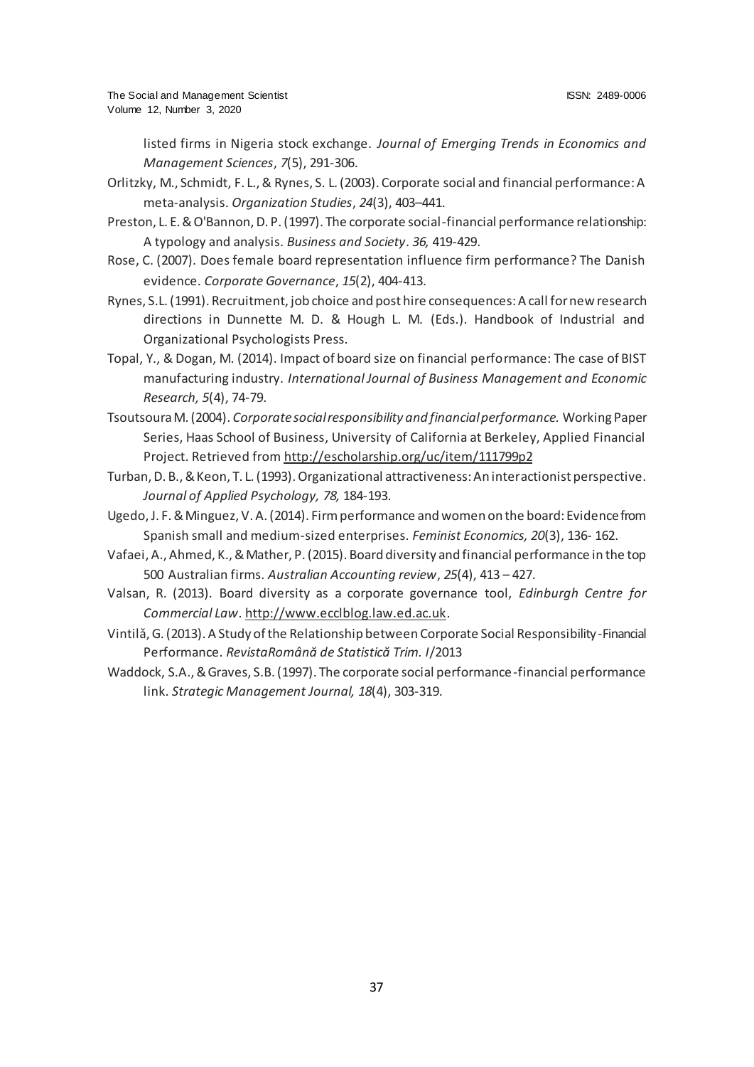listed firms in Nigeria stock exchange. *Journal of Emerging Trends in Economics and Management Sciences*, *7*(5), 291-306.

Orlitzky, M., Schmidt, F. L., & Rynes, S. L. (2003). Corporate social and financial performance: A meta-analysis. *Organization Studies*, *24*(3), 403–441.

Preston, L. E. & O'Bannon, D. P. (1997). The corporate social-financial performance relationship: A typology and analysis. *Business and Society*. *36,* 419-429.

Rose, C. (2007). Does female board representation influence firm performance? The Danish evidence. *Corporate Governance*, *15*(2), 404-413.

Rynes, S.L. (1991). Recruitment, job choice and post hire consequences: A call for new research directions in Dunnette M. D. & Hough L. M. (Eds.). Handbook of Industrial and Organizational Psychologists Press.

Topal, Y., & Dogan, M. (2014). Impact of board size on financial performance: The case of BIST manufacturing industry. *International Journal of Business Management and Economic Research, 5*(4), 74-79.

Tsoutsoura M. (2004). *Corporate social responsibility and financial performance.* Working Paper Series, Haas School of Business, University of California at Berkeley, Applied Financial Project. Retrieved from http://escholarship.org/uc/item/111799p2

Turban, D. B., & Keon, T. L. (1993). Organizational attractiveness: An interactionist perspective. *Journal of Applied Psychology, 78,* 184-193.

Ugedo, J. F. & Minguez, V. A. (2014). Firm performance and women on the board: Evidence from Spanish small and medium-sized enterprises. *Feminist Economics, 20*(3), 136- 162.

Vafaei, A., Ahmed, K., & Mather, P. (2015). Board diversity and financial performance in the top 500 Australian firms. *Australian Accounting review*, *25*(4), 413 – 427.

Valsan, R. (2013). Board diversity as a corporate governance tool, *Edinburgh Centre for Commercial Law*. http://www.ecclblog.law.ed.ac.uk.

Vintilă, G. (2013). A Study of the Relationship between Corporate Social Responsibility-Financial Performance. *RevistaRomână de Statistică Trim. I*/2013

Waddock, S.A., & Graves, S.B. (1997). The corporate social performance-financial performance link. *Strategic Management Journal, 18*(4), 303-319.